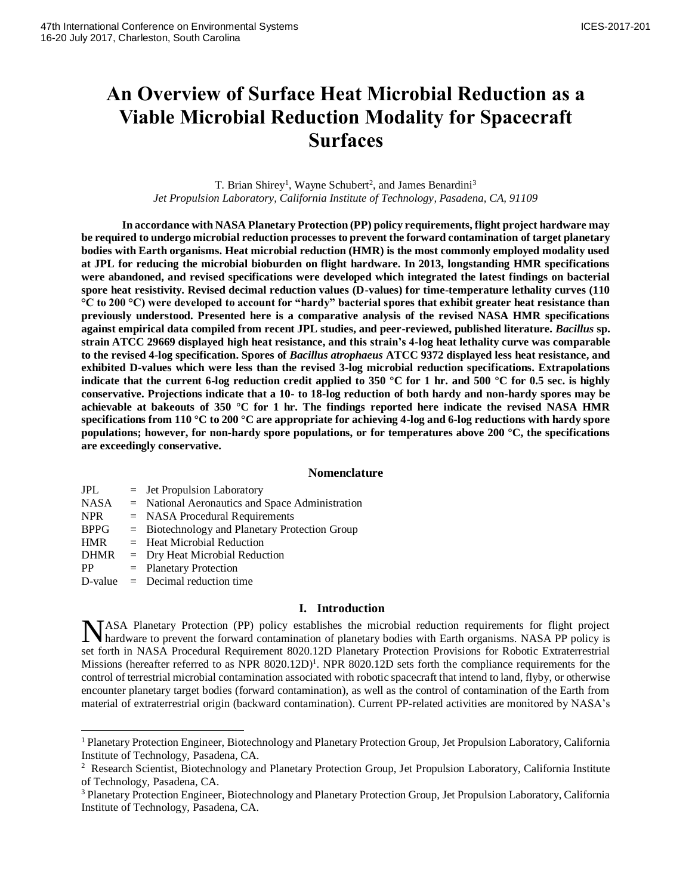# An Overview of Surface Heat Microbial Reduction as a Viable Microbial Reduction Modality for Spacecraft Surfaces

T. Brian Shirey[1], Wayne Schubert[2], and James Benardini[3]

*Jet Propulsion Laboratory, California Institute of Technology, Pasadena, CA, 91109*

**In accordance with NASA Planetary Protection (PP) policy requirements, flight project hardware may be required to undergo microbial reduction processes to prevent the forward contamination of target planetary bodies with Earth organisms. Heat microbial reduction (HMR) is the most commonly employed modality used at JPL for reducing the microbial bioburden on flight hardware. In 2013, longstanding HMR specifications were abandoned, and revised specifications were developed which integrated the latest findings on bacterial spore heat resistivity. Revised decimal reduction values (D-values) for time-temperature lethality curves (110 °C to 200 °C) were developed to account for "hardy" bacterial spores that exhibit greater heat resistance than previously understood. Presented here is a comparative analysis of the revised NASA HMR specifications against empirical data compiled from recent JPL studies, and peer-reviewed, published literature. *Bacillus* sp. strain ATCC 29669 displayed high heat resistance, and this strain's 4-log heat lethality curve was comparable to the revised 4-log specification. Spores of *Bacillus atrophaeus* ATCC 9372 displayed less heat resistance, and exhibited D-values which were less than the revised 3-log microbial reduction specifications. Extrapolations indicate that the current 6-log reduction credit applied to 350 °C for 1 hr. and 500 °C for 0.5 sec. is highly conservative. Projections indicate that a 10- to 18-log reduction of both hardy and non-hardy spores may be achievable at bakeouts of 350 °C for 1 hr. The findings reported here indicate the revised NASA HMR specifications from 110 °C to 200 °C are appropriate for achieving 4-log and 6-log reductions with hardy spore populations; however, for non-hardy spore populations, or for temperatures above 200 °C, the specifications are exceedingly conservative.**

## Nomenclature

| | | |
|---|---|---|
| JPL | = | Jet Propulsion Laboratory |
| NASA | = | National Aeronautics and Space Administration |
| NPR | = | NASA Procedural Requirements |
| BPPG | = | Biotechnology and Planetary Protection Group |
| HMR | = | Heat Microbial Reduction |
| DHMR | = | Dry Heat Microbial Reduction |
| PP | = | Planetary Protection |
| D-value | = | Decimal reduction time |

## I. Introduction

NASA Planetary Protection (PP) policy establishes the microbial reduction requirements for flight project hardware to prevent the forward contamination of planetary bodies with Earth organisms. NASA PP policy is set forth in NASA Procedural Requirement 8020.12D Planetary Protection Provisions for Robotic Extraterrestrial Missions (hereafter referred to as NPR 8020.12D)[1]. NPR 8020.12D sets forth the compliance requirements for the control of terrestrial microbial contamination associated with robotic spacecraft that intend to land, flyby, or otherwise encounter planetary target bodies (forward contamination), as well as the control of contamination of the Earth from material of extraterrestrial origin (backward contamination). Current PP-related activities are monitored by NASA's

---

[1] Planetary Protection Engineer, Biotechnology and Planetary Protection Group, Jet Propulsion Laboratory, California Institute of Technology, Pasadena, CA.

[2] Research Scientist, Biotechnology and Planetary Protection Group, Jet Propulsion Laboratory, California Institute of Technology, Pasadena, CA.

[3] Planetary Protection Engineer, Biotechnology and Planetary Protection Group, Jet Propulsion Laboratory, California Institute of Technology, Pasadena, CA.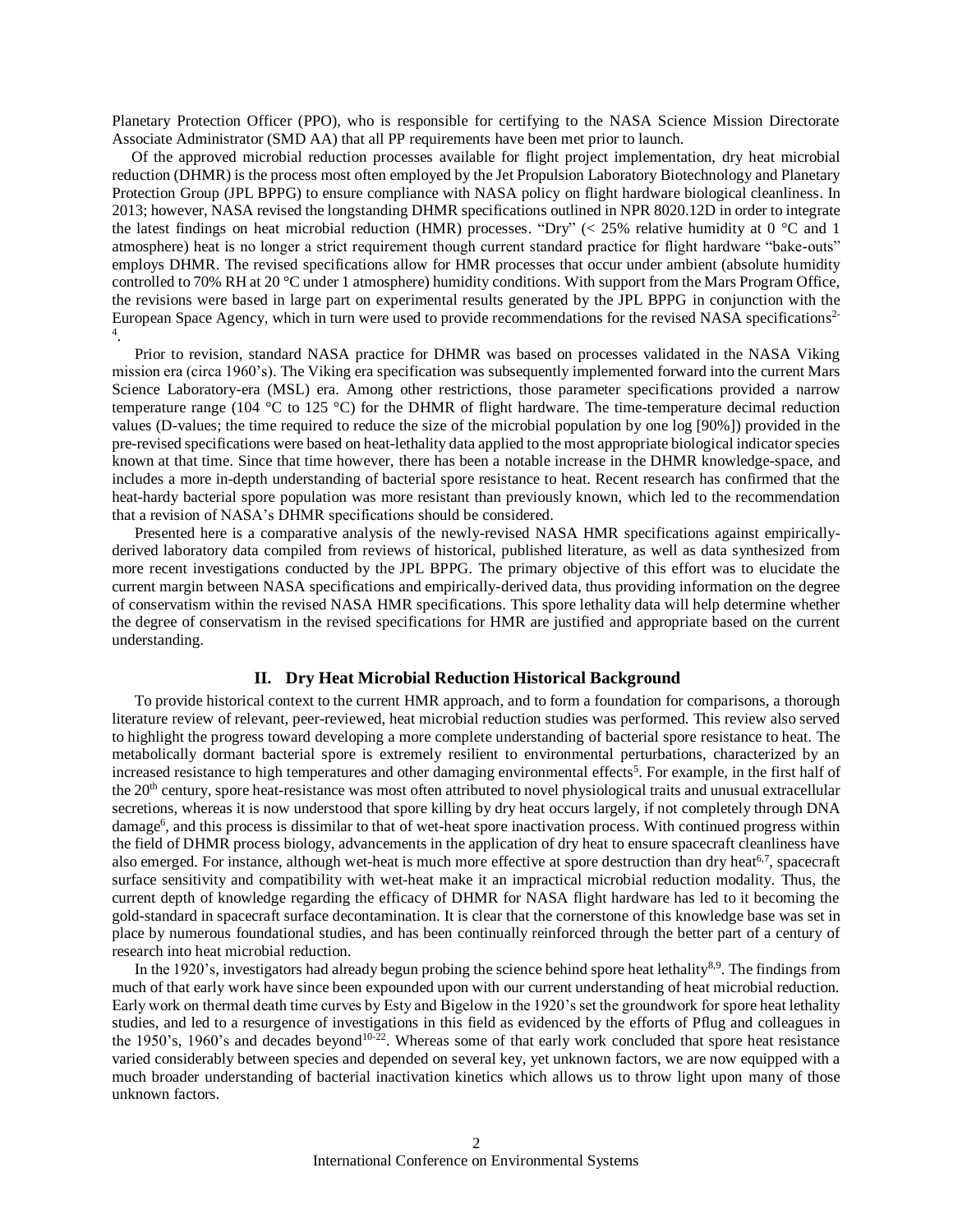Planetary Protection Officer (PPO), who is responsible for certifying to the NASA Science Mission Directorate Associate Administrator (SMD AA) that all PP requirements have been met prior to launch.

Of the approved microbial reduction processes available for flight project implementation, dry heat microbial reduction (DHMR) is the process most often employed by the Jet Propulsion Laboratory Biotechnology and Planetary Protection Group (JPL BPPG) to ensure compliance with NASA policy on flight hardware biological cleanliness. In 2013; however, NASA revised the longstanding DHMR specifications outlined in NPR 8020.12D in order to integrate the latest findings on heat microbial reduction (HMR) processes. "Dry" (< 25% relative humidity at 0 °C and 1 atmosphere) heat is no longer a strict requirement though current standard practice for flight hardware "bake-outs" employs DHMR. The revised specifications allow for HMR processes that occur under ambient (absolute humidity controlled to 70% RH at 20 °C under 1 atmosphere) humidity conditions. With support from the Mars Program Office, the revisions were based in large part on experimental results generated by the JPL BPPG in conjunction with the European Space Agency, which in turn were used to provide recommendations for the revised NASA specifications[2-4].

Prior to revision, standard NASA practice for DHMR was based on processes validated in the NASA Viking mission era (circa 1960's). The Viking era specification was subsequently implemented forward into the current Mars Science Laboratory-era (MSL) era. Among other restrictions, those parameter specifications provided a narrow temperature range (104 °C to 125 °C) for the DHMR of flight hardware. The time-temperature decimal reduction values (D-values; the time required to reduce the size of the microbial population by one log [90%]) provided in the pre-revised specifications were based on heat-lethality data applied to the most appropriate biological indicator species known at that time. Since that time however, there has been a notable increase in the DHMR knowledge-space, and includes a more in-depth understanding of bacterial spore resistance to heat. Recent research has confirmed that the heat-hardy bacterial spore population was more resistant than previously known, which led to the recommendation that a revision of NASA's DHMR specifications should be considered.

Presented here is a comparative analysis of the newly-revised NASA HMR specifications against empirically-derived laboratory data compiled from reviews of historical, published literature, as well as data synthesized from more recent investigations conducted by the JPL BPPG. The primary objective of this effort was to elucidate the current margin between NASA specifications and empirically-derived data, thus providing information on the degree of conservatism within the revised NASA HMR specifications. This spore lethality data will help determine whether the degree of conservatism in the revised specifications for HMR are justified and appropriate based on the current understanding.

## II. Dry Heat Microbial Reduction Historical Background

To provide historical context to the current HMR approach, and to form a foundation for comparisons, a thorough literature review of relevant, peer-reviewed, heat microbial reduction studies was performed. This review also served to highlight the progress toward developing a more complete understanding of bacterial spore resistance to heat. The metabolically dormant bacterial spore is extremely resilient to environmental perturbations, characterized by an increased resistance to high temperatures and other damaging environmental effects[5]. For example, in the first half of the 20th century, spore heat-resistance was most often attributed to novel physiological traits and unusual extracellular secretions, whereas it is now understood that spore killing by dry heat occurs largely, if not completely through DNA damage[6], and this process is dissimilar to that of wet-heat spore inactivation process. With continued progress within the field of DHMR process biology, advancements in the application of dry heat to ensure spacecraft cleanliness have also emerged. For instance, although wet-heat is much more effective at spore destruction than dry heat[6,7], spacecraft surface sensitivity and compatibility with wet-heat make it an impractical microbial reduction modality. Thus, the current depth of knowledge regarding the efficacy of DHMR for NASA flight hardware has led to it becoming the gold-standard in spacecraft surface decontamination. It is clear that the cornerstone of this knowledge base was set in place by numerous foundational studies, and has been continually reinforced through the better part of a century of research into heat microbial reduction.

In the 1920's, investigators had already begun probing the science behind spore heat lethality[8,9]. The findings from much of that early work have since been expounded upon with our current understanding of heat microbial reduction. Early work on thermal death time curves by Esty and Bigelow in the 1920's set the groundwork for spore heat lethality studies, and led to a resurgence of investigations in this field as evidenced by the efforts of Pflug and colleagues in the 1950's, 1960's and decades beyond[10-22]. Whereas some of that early work concluded that spore heat resistance varied considerably between species and depended on several key, yet unknown factors, we are now equipped with a much broader understanding of bacterial inactivation kinetics which allows us to throw light upon many of those unknown factors.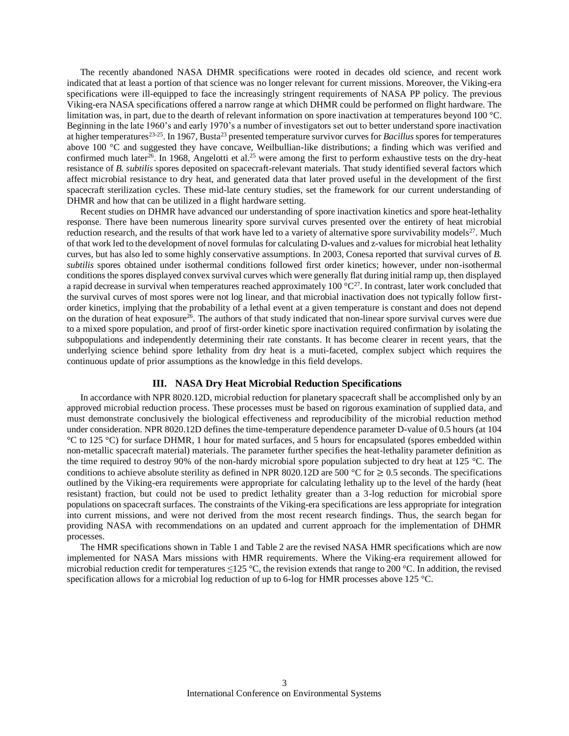The recently abandoned NASA DHMR specifications were rooted in decades old science, and recent work indicated that at least a portion of that science was no longer relevant for current missions. Moreover, the Viking-era specifications were ill-equipped to face the increasingly stringent requirements of NASA PP policy. The previous Viking-era NASA specifications offered a narrow range at which DHMR could be performed on flight hardware. The limitation was, in part, due to the dearth of relevant information on spore inactivation at temperatures beyond 100 °C. Beginning in the late 1960's and early 1970's a number of investigators set out to better understand spore inactivation at higher temperatures[23-25]. In 1967, Busta[23] presented temperature survivor curves for *Bacillus* spores for temperatures above 100 °C and suggested they have concave, Weilbullian-like distributions; a finding which was verified and confirmed much later[26]. In 1968, Angelotti et al.[25] were among the first to perform exhaustive tests on the dry-heat resistance of *B. subtilis* spores deposited on spacecraft-relevant materials. That study identified several factors which affect microbial resistance to dry heat, and generated data that later proved useful in the development of the first spacecraft sterilization cycles. These mid-late century studies, set the framework for our current understanding of DHMR and how that can be utilized in a flight hardware setting.

Recent studies on DHMR have advanced our understanding of spore inactivation kinetics and spore heat-lethality response. There have been numerous linearity spore survival curves presented over the entirety of heat microbial reduction research, and the results of that work have led to a variety of alternative spore survivability models[27]. Much of that work led to the development of novel formulas for calculating D-values and z-values for microbial heat lethality curves, but has also led to some highly conservative assumptions. In 2003, Conesa reported that survival curves of *B. subtilis* spores obtained under isothermal conditions followed first order kinetics; however, under non-isothermal conditions the spores displayed convex survival curves which were generally flat during initial ramp up, then displayed a rapid decrease in survival when temperatures reached approximately 100 °C[27]. In contrast, later work concluded that the survival curves of most spores were not log linear, and that microbial inactivation does not typically follow first-order kinetics, implying that the probability of a lethal event at a given temperature is constant and does not depend on the duration of heat exposure[26]. The authors of that study indicated that non-linear spore survival curves were due to a mixed spore population, and proof of first-order kinetic spore inactivation required confirmation by isolating the subpopulations and independently determining their rate constants. It has become clearer in recent years, that the underlying science behind spore lethality from dry heat is a muti-faceted, complex subject which requires the continuous update of prior assumptions as the knowledge in this field develops.

## III. NASA Dry Heat Microbial Reduction Specifications

In accordance with NPR 8020.12D, microbial reduction for planetary spacecraft shall be accomplished only by an approved microbial reduction process. These processes must be based on rigorous examination of supplied data, and must demonstrate conclusively the biological effectiveness and reproducibility of the microbial reduction method under consideration. NPR 8020.12D defines the time-temperature dependence parameter D-value of 0.5 hours (at 104 °C to 125 °C) for surface DHMR, 1 hour for mated surfaces, and 5 hours for encapsulated (spores embedded within non-metallic spacecraft material) materials. The parameter further specifies the heat-lethality parameter definition as the time required to destroy 90% of the non-hardy microbial spore population subjected to dry heat at 125 °C. The conditions to achieve absolute sterility as defined in NPR 8020.12D are 500 °C for ≥ 0.5 seconds. The specifications outlined by the Viking-era requirements were appropriate for calculating lethality up to the level of the hardy (heat resistant) fraction, but could not be used to predict lethality greater than a 3-log reduction for microbial spore populations on spacecraft surfaces. The constraints of the Viking-era specifications are less appropriate for integration into current missions, and were not derived from the most recent research findings. Thus, the search began for providing NASA with recommendations on an updated and current approach for the implementation of DHMR processes.

The HMR specifications shown in Table 1 and Table 2 are the revised NASA HMR specifications which are now implemented for NASA Mars missions with HMR requirements. Where the Viking-era requirement allowed for microbial reduction credit for temperatures ≤125 °C, the revision extends that range to 200 °C. In addition, the revised specification allows for a microbial log reduction of up to 6-log for HMR processes above 125 °C.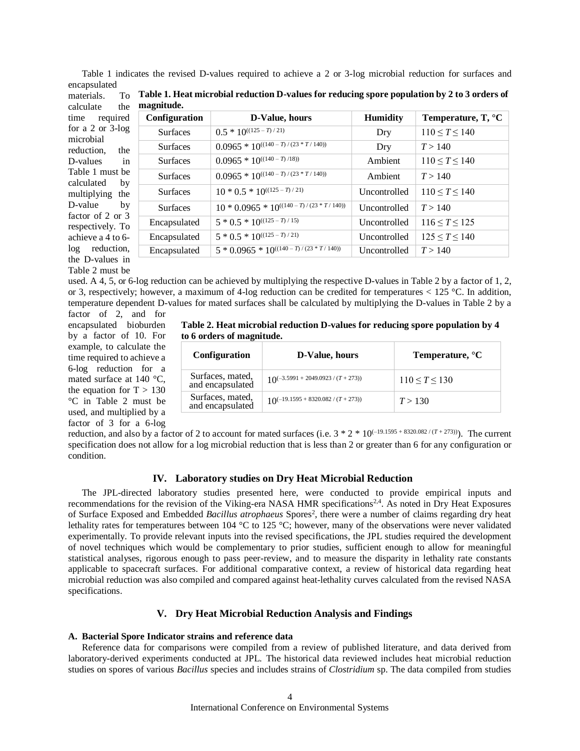Table 1 indicates the revised D-values required to achieve a 2 or 3-log microbial reduction for surfaces and encapsulated materials. To calculate the time required for a 2 or 3-log microbial reduction, the D-values in Table 1 must be calculated by multiplying the D-value by factor of 2 or 3 respectively. To achieve a 4 to 6-log reduction, the D-values in Table 2 must be used. A 4, 5, or 6-log reduction can be achieved by multiplying the respective D-values in Table 2 by a factor of 1, 2, or 3, respectively; however, a maximum of 4-log reduction can be credited for temperatures < 125 °C. In addition, temperature dependent D-values for mated surfaces shall be calculated by multiplying the D-values in Table 2 by a factor of 2, and for encapsulated bioburden by a factor of 10. For example, to calculate the time required to achieve a 6-log reduction for a mated surface at 140 °C, the equation for T > 130 °C in Table 2 must be used, and multiplied by a factor of 3 for a 6-log reduction, and also by a factor of 2 to account for mated surfaces (i.e. $3 * 2 * 10^{(-19.1595 + 8320.082 / (T + 273))}$). The current specification does not allow for a log microbial reduction that is less than 2 or greater than 6 for any configuration or condition.

**Table 1. Heat microbial reduction D-values for reducing spore population by 2 to 3 orders of magnitude.**

| Configuration | D-Value, hours | Humidity | Temperature, T, °C |
|---|---|---|---|
| Surfaces | $0.5 * 10^{((125 - T) / 21)}$ | Dry | $110 \leq T \leq 140$ |
| Surfaces | $0.0965 * 10^{((140 - T) / (23 * T / 140))}$ | Dry | $T > 140$ |
| Surfaces | $0.0965 * 10^{((140 - T) / 18))}$ | Ambient | $110 \leq T \leq 140$ |
| Surfaces | $0.0965 * 10^{((140 - T) / (23 * T / 140))}$ | Ambient | $T > 140$ |
| Surfaces | $10 * 0.5 * 10^{((125 - T) / 21)}$ | Uncontrolled | $110 \leq T \leq 140$ |
| Surfaces | $10 * 0.0965 * 10^{((140 - T) / (23 * T / 140))}$ | Uncontrolled | $T > 140$ |
| Encapsulated | $5 * 0.5 * 10^{((125 - T) / 15)}$ | Uncontrolled | $116 \leq T \leq 125$ |
| Encapsulated | $5 * 0.5 * 10^{((125 - T) / 21)}$ | Uncontrolled | $125 \leq T \leq 140$ |
| Encapsulated | $5 * 0.0965 * 10^{((140 - T) / (23 * T / 140))}$ | Uncontrolled | $T > 140$ |

**Table 2. Heat microbial reduction D-values for reducing spore population by 4 to 6 orders of magnitude.**

| Configuration | D-Value, hours | Temperature, °C |
|---|---|---|
| Surfaces, mated, and encapsulated | $10^{(-3.5991 + 2049.0923 / (T + 273))}$ | $110 \leq T \leq 130$ |
| Surfaces, mated, and encapsulated | $10^{(-19.1595 + 8320.082 / (T + 273))}$ | $T > 130$ |

## IV. Laboratory studies on Dry Heat Microbial Reduction

The JPL-directed laboratory studies presented here, were conducted to provide empirical inputs and recommendations for the revision of the Viking-era NASA HMR specifications[2,4]. As noted in Dry Heat Exposures of Surface Exposed and Embedded *Bacillus atrophaeus* Spores[2], there were a number of claims regarding dry heat lethality rates for temperatures between 104 °C to 125 °C; however, many of the observations were never validated experimentally. To provide relevant inputs into the revised specifications, the JPL studies required the development of novel techniques which would be complementary to prior studies, sufficient enough to allow for meaningful statistical analyses, rigorous enough to pass peer-review, and to measure the disparity in lethality rate constants applicable to spacecraft surfaces. For additional comparative context, a review of historical data regarding heat microbial reduction was also compiled and compared against heat-lethality curves calculated from the revised NASA specifications.

## V. Dry Heat Microbial Reduction Analysis and Findings

### A. Bacterial Spore Indicator strains and reference data

Reference data for comparisons were compiled from a review of published literature, and data derived from laboratory-derived experiments conducted at JPL. The historical data reviewed includes heat microbial reduction studies on spores of various *Bacillus* species and includes strains of *Clostridium* sp. The data compiled from studies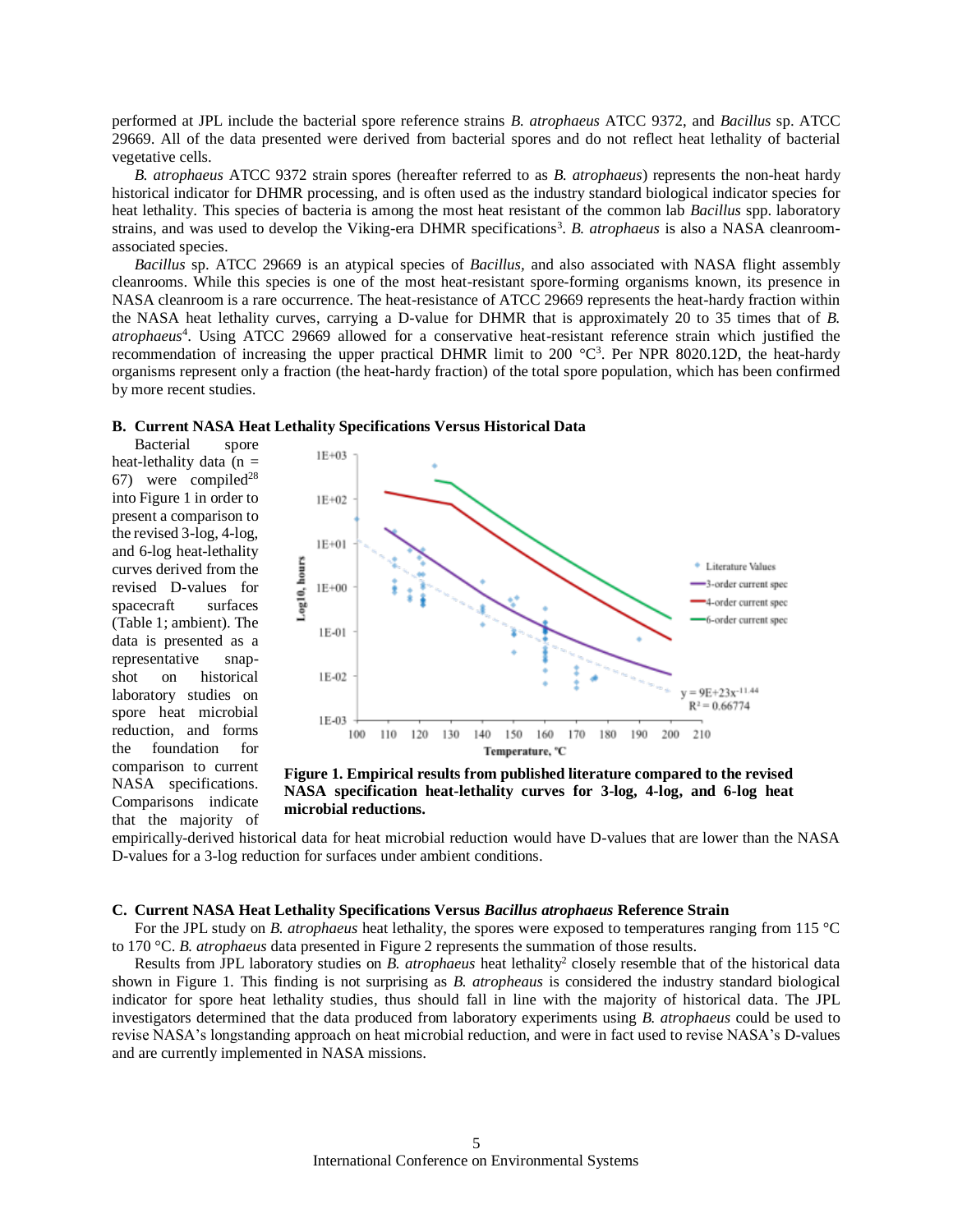performed at JPL include the bacterial spore reference strains *B. atrophaeus* ATCC 9372, and *Bacillus* sp. ATCC 29669. All of the data presented were derived from bacterial spores and do not reflect heat lethality of bacterial vegetative cells.

*B. atrophaeus* ATCC 9372 strain spores (hereafter referred to as *B. atrophaeus*) represents the non-heat hardy historical indicator for DHMR processing, and is often used as the industry standard biological indicator species for heat lethality. This species of bacteria is among the most heat resistant of the common lab *Bacillus* spp. laboratory strains, and was used to develop the Viking-era DHMR specifications[3]. *B. atrophaeus* is also a NASA cleanroom-associated species.

*Bacillus* sp. ATCC 29669 is an atypical species of *Bacillus,* and also associated with NASA flight assembly cleanrooms. While this species is one of the most heat-resistant spore-forming organisms known, its presence in NASA cleanroom is a rare occurrence. The heat-resistance of ATCC 29669 represents the heat-hardy fraction within the NASA heat lethality curves, carrying a D-value for DHMR that is approximately 20 to 35 times that of *B. atrophaeus*[4]. Using ATCC 29669 allowed for a conservative heat-resistant reference strain which justified the recommendation of increasing the upper practical DHMR limit to 200 °C[3]. Per NPR 8020.12D, the heat-hardy organisms represent only a fraction (the heat-hardy fraction) of the total spore population, which has been confirmed by more recent studies.

### B. Current NASA Heat Lethality Specifications Versus Historical Data

Bacterial spore heat-lethality data (n = 67) were compiled[28] into Figure 1 in order to present a comparison to the revised 3-log, 4-log, and 6-log heat-lethality curves derived from the revised D-values for spacecraft surfaces (Table 1; ambient). The data is presented as a representative snap-shot on historical laboratory studies on spore heat microbial reduction, and forms the foundation for comparison to current NASA specifications. Comparisons indicate that the majority of empirically-derived historical data for heat microbial reduction would have D-values that are lower than the NASA D-values for a 3-log reduction for surfaces under ambient conditions.

**Figure 1. Empirical results from published literature compared to the revised NASA specification heat-lethality curves for 3-log, 4-log, and 6-log heat microbial reductions.**

### C. Current NASA Heat Lethality Specifications Versus *Bacillus atrophaeus* Reference Strain

For the JPL study on *B. atrophaeus* heat lethality, the spores were exposed to temperatures ranging from 115 °C to 170 °C. *B. atrophaeus* data presented in Figure 2 represents the summation of those results.

Results from JPL laboratory studies on *B. atrophaeus* heat lethality[2] closely resemble that of the historical data shown in Figure 1. This finding is not surprising as *B. atropheus* is considered the industry standard biological indicator for spore heat lethality studies, thus should fall in line with the majority of historical data. The JPL investigators determined that the data produced from laboratory experiments using *B. atrophaeus* could be used to revise NASA's longstanding approach on heat microbial reduction, and were in fact used to revise NASA's D-values and are currently implemented in NASA missions.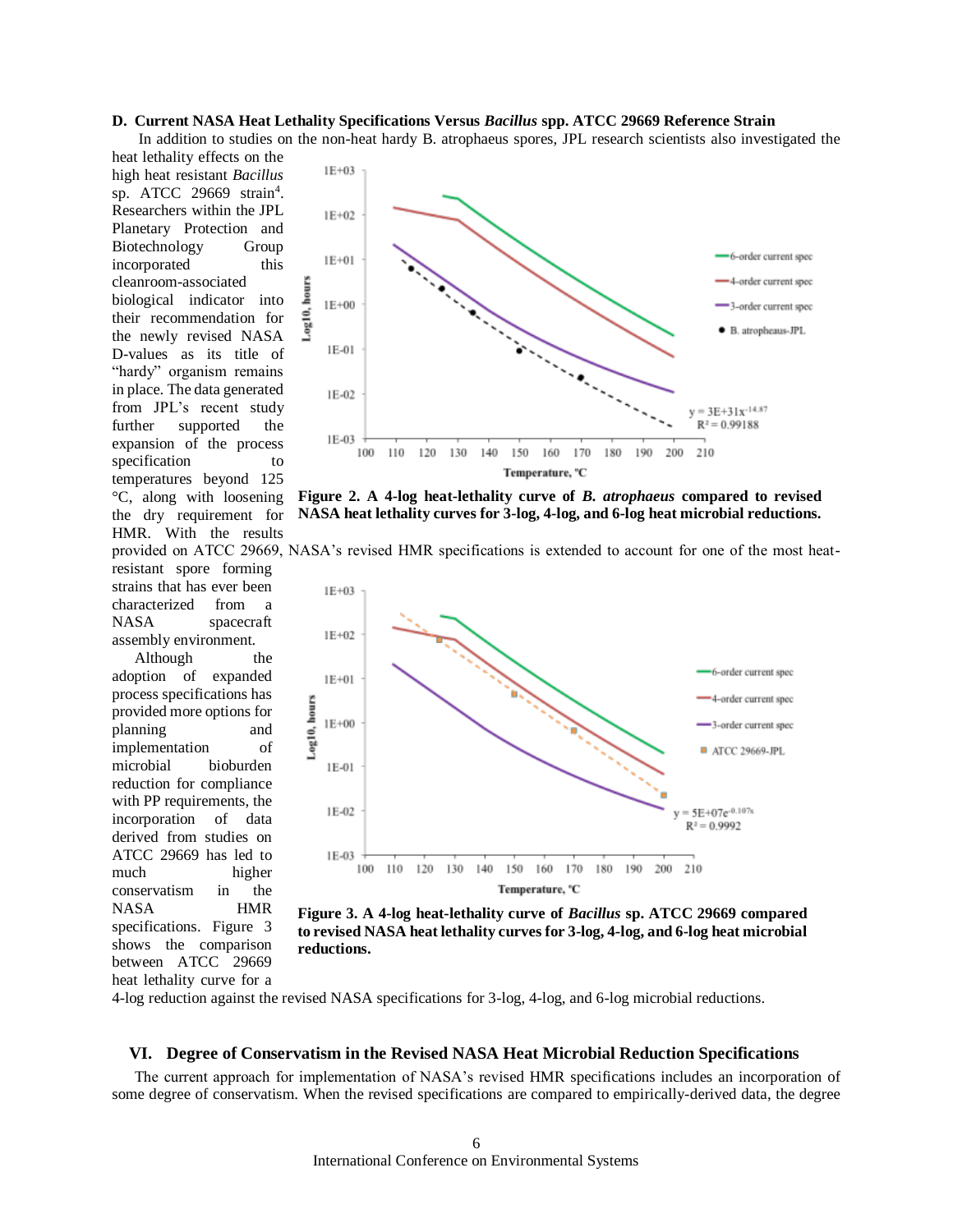### D. Current NASA Heat Lethality Specifications Versus *Bacillus* spp. ATCC 29669 Reference Strain

In addition to studies on the non-heat hardy B. atrophaeus spores, JPL research scientists also investigated the heat lethality effects on the high heat resistant *Bacillus* sp. ATCC 29669 strain[4]. Researchers within the JPL Planetary Protection and Biotechnology Group incorporated this cleanroom-associated biological indicator into their recommendation for the newly revised NASA D-values as its title of "hardy" organism remains in place. The data generated from JPL's recent study further supported the expansion of the process specification to temperatures beyond 125 °C, along with loosening the dry requirement for HMR. With the results provided on ATCC 29669, NASA's revised HMR specifications is extended to account for one of the most heat-resistant spore forming strains that has ever been characterized from a NASA spacecraft assembly environment.

**Figure 2. A 4-log heat-lethality curve of *B. atrophaeus* compared to revised NASA heat lethality curves for 3-log, 4-log, and 6-log heat microbial reductions.**

Although the adoption of expanded process specifications has provided more options for planning and implementation of microbial bioburden reduction for compliance with PP requirements, the incorporation of data derived from studies on ATCC 29669 has led to much higher conservatism in the NASA HMR specifications. Figure 3 shows the comparison between ATCC 29669 heat lethality curve for a 4-log reduction against the revised NASA specifications for 3-log, 4-log, and 6-log microbial reductions.

**Figure 3. A 4-log heat-lethality curve of *Bacillus* sp. ATCC 29669 compared to revised NASA heat lethality curves for 3-log, 4-log, and 6-log heat microbial reductions.**

## VI. Degree of Conservatism in the Revised NASA Heat Microbial Reduction Specifications

The current approach for implementation of NASA's revised HMR specifications includes an incorporation of some degree of conservatism. When the revised specifications are compared to empirically-derived data, the degree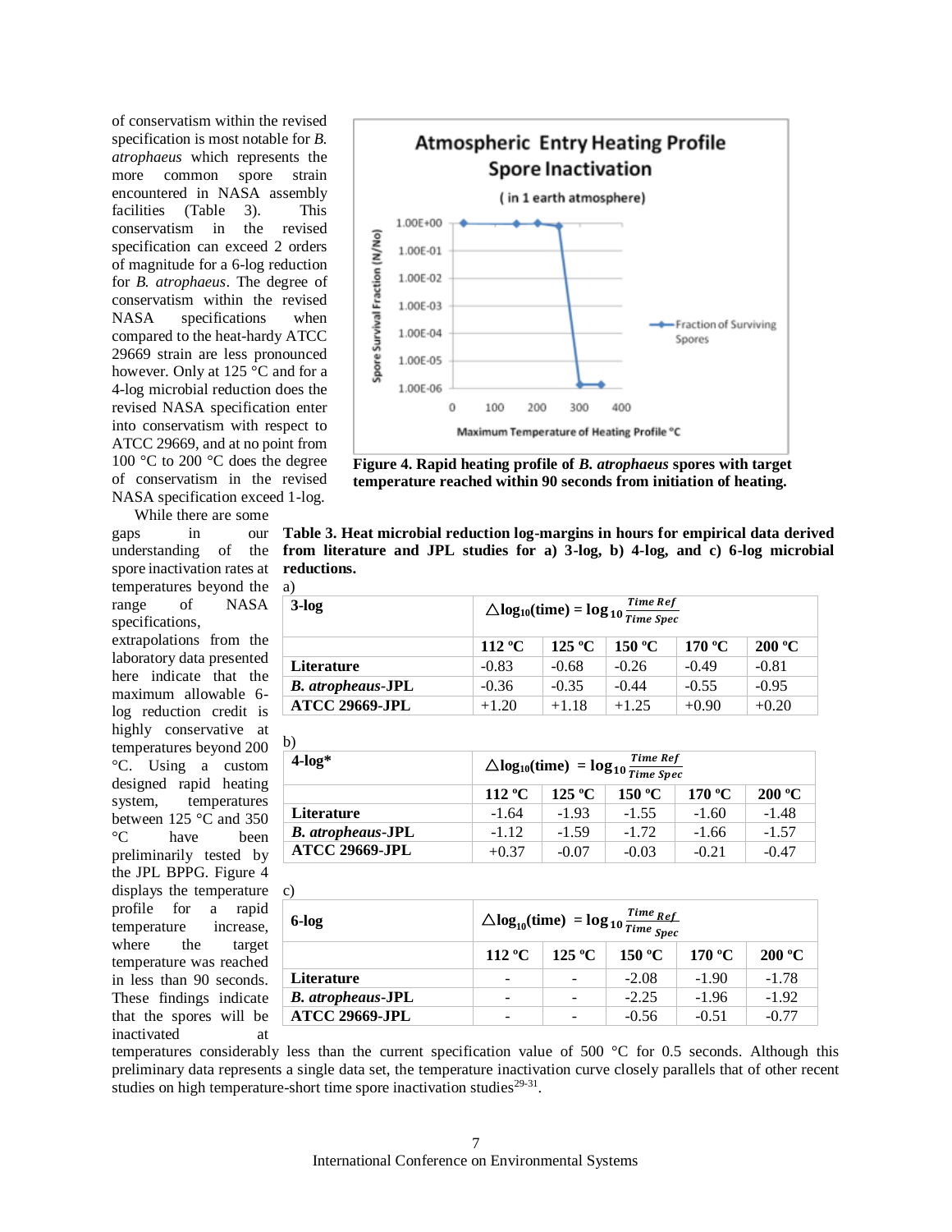of conservatism within the revised specification is most notable for *B. atrophaeus* which represents the more common spore strain encountered in NASA assembly facilities (Table 3). This conservatism in the revised specification can exceed 2 orders of magnitude for a 6-log reduction for *B. atrophaeus*. The degree of conservatism within the revised NASA specifications when compared to the heat-hardy ATCC 29669 strain are less pronounced however. Only at 125 °C and for a 4-log microbial reduction does the revised NASA specification enter into conservatism with respect to ATCC 29669, and at no point from 100 °C to 200 °C does the degree of conservatism in the revised NASA specification exceed 1-log.

While there are some gaps in our understanding of the spore inactivation rates at temperatures beyond the range of NASA specifications, extrapolations from the laboratory data presented here indicate that the maximum allowable 6-log reduction credit is highly conservative at temperatures beyond 200 °C. Using a custom designed rapid heating system, temperatures between 125 °C and 350 °C have been preliminarily tested by the JPL BPPG. Figure 4 displays the temperature profile for a rapid temperature increase, where the target temperature was reached in less than 90 seconds. These findings indicate that the spores will be inactivated at temperatures considerably less than the current specification value of 500 °C for 0.5 seconds. Although this preliminary data represents a single data set, the temperature inactivation curve closely parallels that of other recent studies on high temperature-short time spore inactivation studies[29-31].

**Figure 4. Rapid heating profile of *B. atrophaeus* spores with target temperature reached within 90 seconds from initiation of heating.**

**Table 3. Heat microbial reduction log-margins in hours for empirical data derived from literature and JPL studies for a) 3-log, b) 4-log, and c) 6-log microbial reductions.**

a)

| **3-log** | $\triangle\log_{10}(\text{time}) = \log_{10}\frac{\text{Time Ref}}{\text{Time Spec}}$ | | | | |
|---|---|---|---|---|---|
| | **112 ºC** | **125 ºC** | **150 ºC** | **170 ºC** | **200 ºC** |
| **Literature** | -0.83 | -0.68 | -0.26 | -0.49 | -0.81 |
| ***B. atropheaus*-JPL** | -0.36 | -0.35 | -0.44 | -0.55 | -0.95 |
| **ATCC 29669-JPL** | +1.20 | +1.18 | +1.25 | +0.90 | +0.20 |

b)

| **4-log*** | $\triangle\log_{10}(\text{time}) = \log_{10}\frac{\text{Time Ref}}{\text{Time Spec}}$ | | | | |
|---|---|---|---|---|---|
| | **112 ºC** | **125 ºC** | **150 ºC** | **170 ºC** | **200 ºC** |
| **Literature** | -1.64 | -1.93 | -1.55 | -1.60 | -1.48 |
| ***B. atropheaus*-JPL** | -1.12 | -1.59 | -1.72 | -1.66 | -1.57 |
| **ATCC 29669-JPL** | +0.37 | -0.07 | -0.03 | -0.21 | -0.47 |

c)

| **6-log** | $\triangle\log_{10}(\text{time}) = \log_{10}\frac{\text{Time}_{Ref}}{\text{Time}_{Spec}}$ | | | | |
|---|---|---|---|---|---|
| | **112 ºC** | **125 ºC** | **150 ºC** | **170 ºC** | **200 ºC** |
| **Literature** | - | - | -2.08 | -1.90 | -1.78 |
| ***B. atropheaus*-JPL** | - | - | -2.25 | -1.96 | -1.92 |
| **ATCC 29669-JPL** | - | - | -0.56 | -0.51 | -0.77 |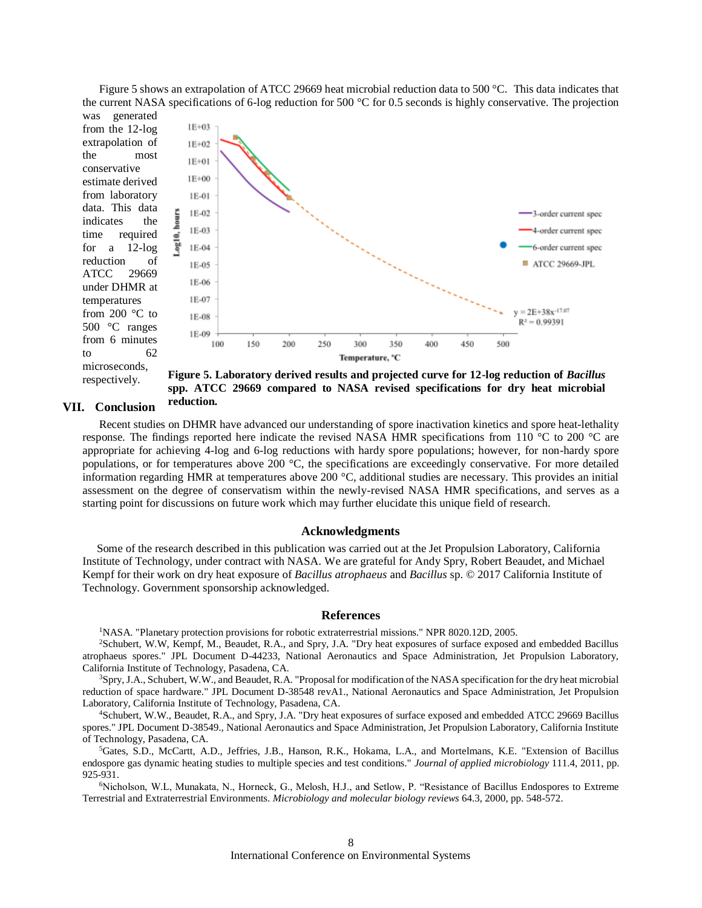Figure 5 shows an extrapolation of ATCC 29669 heat microbial reduction data to 500 °C. This data indicates that the current NASA specifications of 6-log reduction for 500 °C for 0.5 seconds is highly conservative. The projection was generated from the 12-log extrapolation of the most conservative estimate derived from laboratory data. This data indicates the time required for a 12-log reduction of ATCC 29669 under DHMR at temperatures from 200 °C to 500 °C ranges from 6 minutes to 62 microseconds, respectively.

**Figure 5. Laboratory derived results and projected curve for 12-log reduction of *Bacillus* spp. ATCC 29669 compared to NASA revised specifications for dry heat microbial reduction.**

## VII. Conclusion

Recent studies on DHMR have advanced our understanding of spore inactivation kinetics and spore heat-lethality response. The findings reported here indicate the revised NASA HMR specifications from 110 °C to 200 °C are appropriate for achieving 4-log and 6-log reductions with hardy spore populations; however, for non-hardy spore populations, or for temperatures above 200 °C, the specifications are exceedingly conservative. For more detailed information regarding HMR at temperatures above 200 °C, additional studies are necessary. This provides an initial assessment on the degree of conservatism within the newly-revised NASA HMR specifications, and serves as a starting point for discussions on future work which may further elucidate this unique field of research.

## Acknowledgments

Some of the research described in this publication was carried out at the Jet Propulsion Laboratory, California Institute of Technology, under contract with NASA. We are grateful for Andy Spry, Robert Beaudet, and Michael Kempf for their work on dry heat exposure of *Bacillus atrophaeus* and *Bacillus* sp. © 2017 California Institute of Technology. Government sponsorship acknowledged.

## References

[1]NASA. "Planetary protection provisions for robotic extraterrestrial missions." NPR 8020.12D, 2005.

[2]Schubert, W.W, Kempf, M., Beaudet, R.A., and Spry, J.A. "Dry heat exposures of surface exposed and embedded Bacillus atrophaeus spores." JPL Document D-44233, National Aeronautics and Space Administration, Jet Propulsion Laboratory, California Institute of Technology, Pasadena, CA.

[3]Spry, J.A., Schubert, W.W., and Beaudet, R.A. "Proposal for modification of the NASA specification for the dry heat microbial reduction of space hardware." JPL Document D-38548 revA1., National Aeronautics and Space Administration, Jet Propulsion Laboratory, California Institute of Technology, Pasadena, CA.

[4]Schubert, W.W., Beaudet, R.A., and Spry, J.A. "Dry heat exposures of surface exposed and embedded ATCC 29669 Bacillus spores." JPL Document D-38549., National Aeronautics and Space Administration, Jet Propulsion Laboratory, California Institute of Technology, Pasadena, CA.

[5]Gates, S.D., McCartt, A.D., Jeffries, J.B., Hanson, R.K., Hokama, L.A., and Mortelmans, K.E. "Extension of Bacillus endospore gas dynamic heating studies to multiple species and test conditions." *Journal of applied microbiology* 111.4, 2011, pp. 925-931.

[6]Nicholson, W.L, Munakata, N., Horneck, G., Melosh, H.J., and Setlow, P. "Resistance of Bacillus Endospores to Extreme Terrestrial and Extraterrestrial Environments. *Microbiology and molecular biology reviews* 64.3, 2000, pp. 548-572.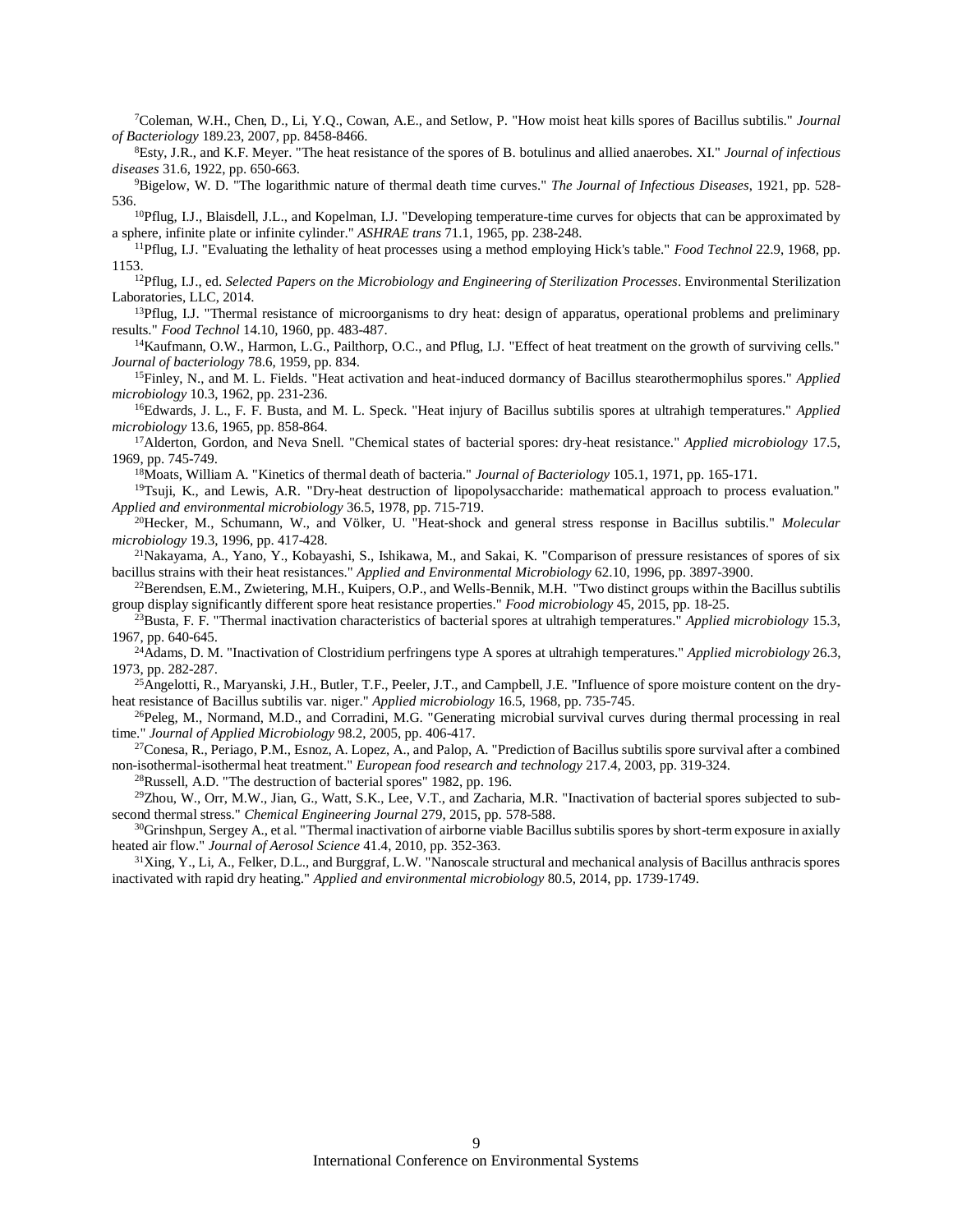[7]Coleman, W.H., Chen, D., Li, Y.Q., Cowan, A.E., and Setlow, P. "How moist heat kills spores of Bacillus subtilis." *Journal of Bacteriology* 189.23, 2007, pp. 8458-8466.

[8]Esty, J.R., and K.F. Meyer. "The heat resistance of the spores of B. botulinus and allied anaerobes. XI." *Journal of infectious diseases* 31.6, 1922, pp. 650-663.

[9]Bigelow, W. D. "The logarithmic nature of thermal death time curves." *The Journal of Infectious Diseases*, 1921, pp. 528-536.

[10]Pflug, I.J., Blaisdell, J.L., and Kopelman, I.J. "Developing temperature-time curves for objects that can be approximated by a sphere, infinite plate or infinite cylinder." *ASHRAE trans* 71.1, 1965, pp. 238-248.

[11]Pflug, I.J. "Evaluating the lethality of heat processes using a method employing Hick's table." *Food Technol* 22.9, 1968, pp. 1153.

[12]Pflug, I.J., ed. *Selected Papers on the Microbiology and Engineering of Sterilization Processes*. Environmental Sterilization Laboratories, LLC, 2014.

[13]Pflug, I.J. "Thermal resistance of microorganisms to dry heat: design of apparatus, operational problems and preliminary results." *Food Technol* 14.10, 1960, pp. 483-487.

[14]Kaufmann, O.W., Harmon, L.G., Pailthorp, O.C., and Pflug, I.J. "Effect of heat treatment on the growth of surviving cells." *Journal of bacteriology* 78.6, 1959, pp. 834.

[15]Finley, N., and M. L. Fields. "Heat activation and heat-induced dormancy of Bacillus stearothermophilus spores." *Applied microbiology* 10.3, 1962, pp. 231-236.

[16]Edwards, J. L., F. F. Busta, and M. L. Speck. "Heat injury of Bacillus subtilis spores at ultrahigh temperatures." *Applied microbiology* 13.6, 1965, pp. 858-864.

[17]Alderton, Gordon, and Neva Snell. "Chemical states of bacterial spores: dry-heat resistance." *Applied microbiology* 17.5, 1969, pp. 745-749.

[18]Moats, William A. "Kinetics of thermal death of bacteria." *Journal of Bacteriology* 105.1, 1971, pp. 165-171.

[19]Tsuji, K., and Lewis, A.R. "Dry-heat destruction of lipopolysaccharide: mathematical approach to process evaluation." *Applied and environmental microbiology* 36.5, 1978, pp. 715-719.

[20]Hecker, M., Schumann, W., and Völker, U. "Heat-shock and general stress response in Bacillus subtilis." *Molecular microbiology* 19.3, 1996, pp. 417-428.

[21]Nakayama, A., Yano, Y., Kobayashi, S., Ishikawa, M., and Sakai, K. "Comparison of pressure resistances of spores of six bacillus strains with their heat resistances." *Applied and Environmental Microbiology* 62.10, 1996, pp. 3897-3900.

[22]Berendsen, E.M., Zwietering, M.H., Kuipers, O.P., and Wells-Bennik, M.H. "Two distinct groups within the Bacillus subtilis group display significantly different spore heat resistance properties." *Food microbiology* 45, 2015, pp. 18-25.

[23]Busta, F. F. "Thermal inactivation characteristics of bacterial spores at ultrahigh temperatures." *Applied microbiology* 15.3, 1967, pp. 640-645.

[24]Adams, D. M. "Inactivation of Clostridium perfringens type A spores at ultrahigh temperatures." *Applied microbiology* 26.3, 1973, pp. 282-287.

[25]Angelotti, R., Maryanski, J.H., Butler, T.F., Peeler, J.T., and Campbell, J.E. "Influence of spore moisture content on the dry-heat resistance of Bacillus subtilis var. niger." *Applied microbiology* 16.5, 1968, pp. 735-745.

[26]Peleg, M., Normand, M.D., and Corradini, M.G. "Generating microbial survival curves during thermal processing in real time." *Journal of Applied Microbiology* 98.2, 2005, pp. 406-417.

[27]Conesa, R., Periago, P.M., Esnoz, A. Lopez, A., and Palop, A. "Prediction of Bacillus subtilis spore survival after a combined non-isothermal-isothermal heat treatment." *European food research and technology* 217.4, 2003, pp. 319-324.

[28]Russell, A.D. "The destruction of bacterial spores" 1982, pp. 196.

[29]Zhou, W., Orr, M.W., Jian, G., Watt, S.K., Lee, V.T., and Zacharia, M.R. "Inactivation of bacterial spores subjected to sub-second thermal stress." *Chemical Engineering Journal* 279, 2015, pp. 578-588.

[30]Grinshpun, Sergey A., et al. "Thermal inactivation of airborne viable Bacillus subtilis spores by short-term exposure in axially heated air flow." *Journal of Aerosol Science* 41.4, 2010, pp. 352-363.

[31]Xing, Y., Li, A., Felker, D.L., and Burggraf, L.W. "Nanoscale structural and mechanical analysis of Bacillus anthracis spores inactivated with rapid dry heating." *Applied and environmental microbiology* 80.5, 2014, pp. 1739-1749.